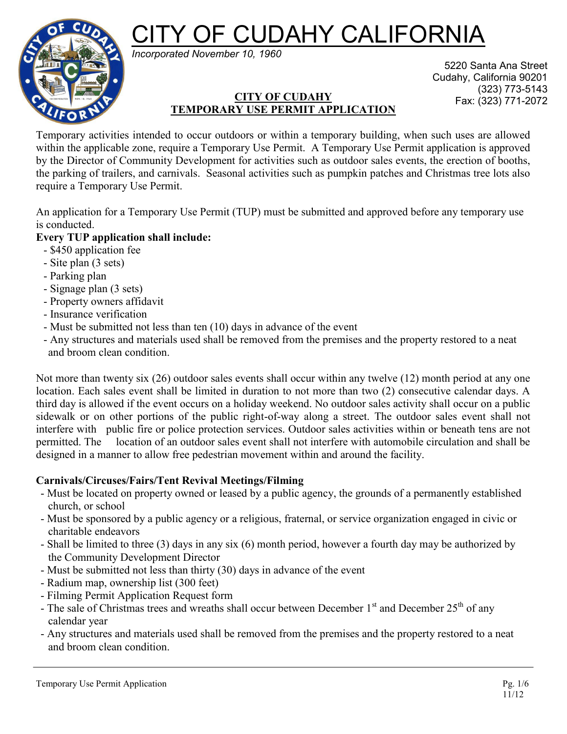# CITY OF CUDAHY CALIFORNIA

*Incorporated November 10, 1960*

5220 Santa Ana Street
Cudahy, California 90201
(323) 773-5143
Fax: (323) 771-2072

## CITY OF CUDAHY
## TEMPORARY USE PERMIT APPLICATION

Temporary activities intended to occur outdoors or within a temporary building, when such uses are allowed within the applicable zone, require a Temporary Use Permit. A Temporary Use Permit application is approved by the Director of Community Development for activities such as outdoor sales events, the erection of booths, the parking of trailers, and carnivals. Seasonal activities such as pumpkin patches and Christmas tree lots also require a Temporary Use Permit.

An application for a Temporary Use Permit (TUP) must be submitted and approved before any temporary use is conducted.

**Every TUP application shall include:**

- $450 application fee
- Site plan (3 sets)
- Parking plan
- Signage plan (3 sets)
- Property owners affidavit
- Insurance verification
- Must be submitted not less than ten (10) days in advance of the event
- Any structures and materials used shall be removed from the premises and the property restored to a neat and broom clean condition.

Not more than twenty six (26) outdoor sales events shall occur within any twelve (12) month period at any one location. Each sales event shall be limited in duration to not more than two (2) consecutive calendar days. A third day is allowed if the event occurs on a holiday weekend. No outdoor sales activity shall occur on a public sidewalk or on other portions of the public right-of-way along a street. The outdoor sales event shall not interfere with public fire or police protection services. Outdoor sales activities within or beneath tens are not permitted. The location of an outdoor sales event shall not interfere with automobile circulation and shall be designed in a manner to allow free pedestrian movement within and around the facility.

**Carnivals/Circuses/Fairs/Tent Revival Meetings/Filming**

- Must be located on property owned or leased by a public agency, the grounds of a permanently established church, or school
- Must be sponsored by a public agency or a religious, fraternal, or service organization engaged in civic or charitable endeavors
- Shall be limited to three (3) days in any six (6) month period, however a fourth day may be authorized by the Community Development Director
- Must be submitted not less than thirty (30) days in advance of the event
- Radium map, ownership list (300 feet)
- Filming Permit Application Request form
- The sale of Christmas trees and wreaths shall occur between December 1st and December 25th of any calendar year
- Any structures and materials used shall be removed from the premises and the property restored to a neat and broom clean condition.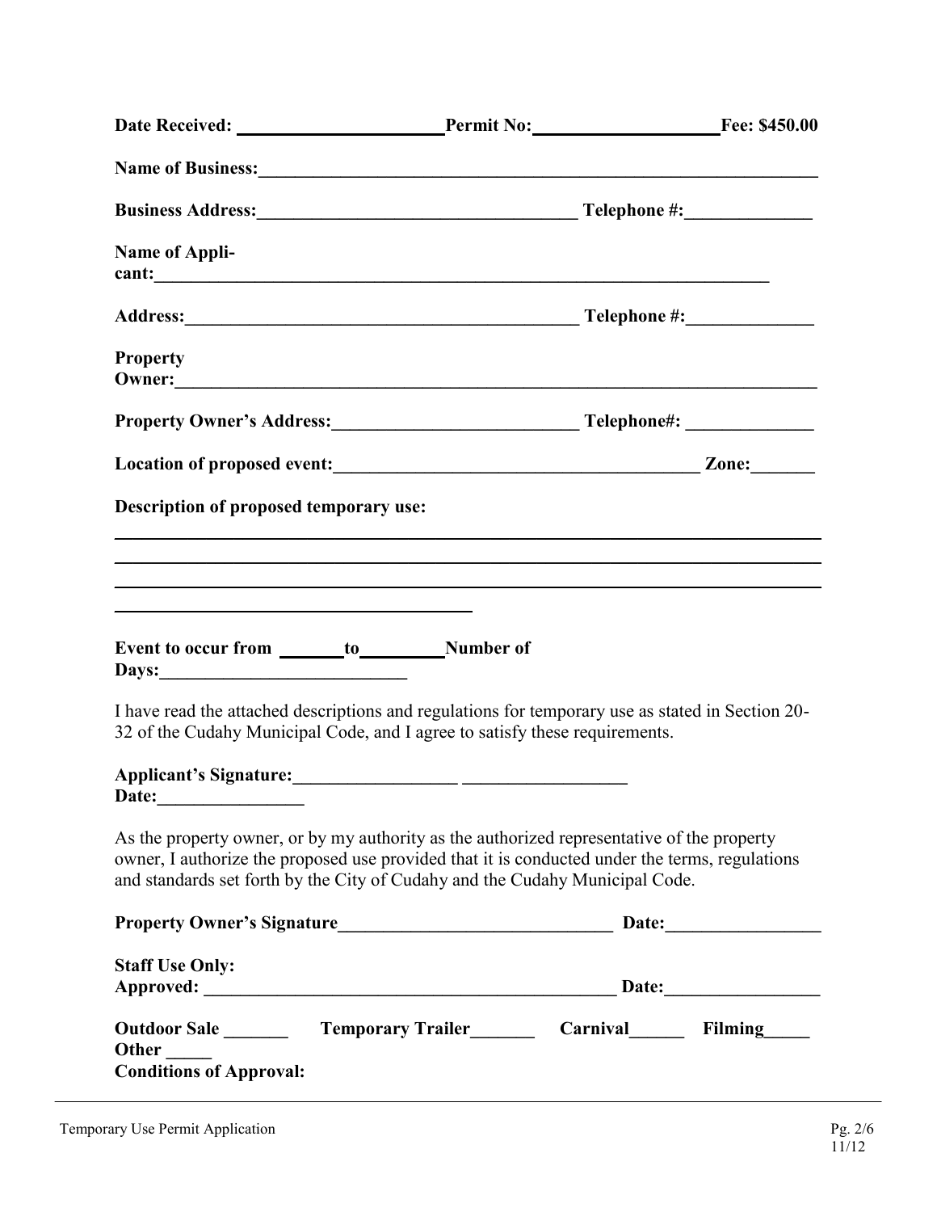**Date Received: ______________________ Permit No: ____________________ Fee: $450.00**

**Name of Business: ________________________________________________________________**

**Business Address: ___________________________________ Telephone #: ______________**

**Name of Applicant: ____________________________________________________________________**

**Address: ____________________________________________ Telephone #: ______________**

**Property Owner: ________________________________________________________________________**

**Property Owner's Address: ___________________________ Telephone#: ______________**

**Location of proposed event: ________________________________________ Zone: _______**

**Description of proposed temporary use:**

______________________________________________________________________________

______________________________________________________________________________

______________________________________________________________________________

________________________________________

**Event to occur from _______ to _________ Number of Days: ___________________________**

I have read the attached descriptions and regulations for temporary use as stated in Section 20-32 of the Cudahy Municipal Code, and I agree to satisfy these requirements.

**Applicant's Signature: __________________ __________________ Date: ________________**

As the property owner, or by my authority as the authorized representative of the property owner, I authorize the proposed use provided that it is conducted under the terms, regulations and standards set forth by the City of Cudahy and the Cudahy Municipal Code.

**Property Owner's Signature ______________________________ Date: _________________**

**Staff Use Only:**
**Approved: ______________________________________________ Date: _________________**

**Outdoor Sale _______ Temporary Trailer _______ Carnival ______ Filming _____ Other _____**
**Conditions of Approval:**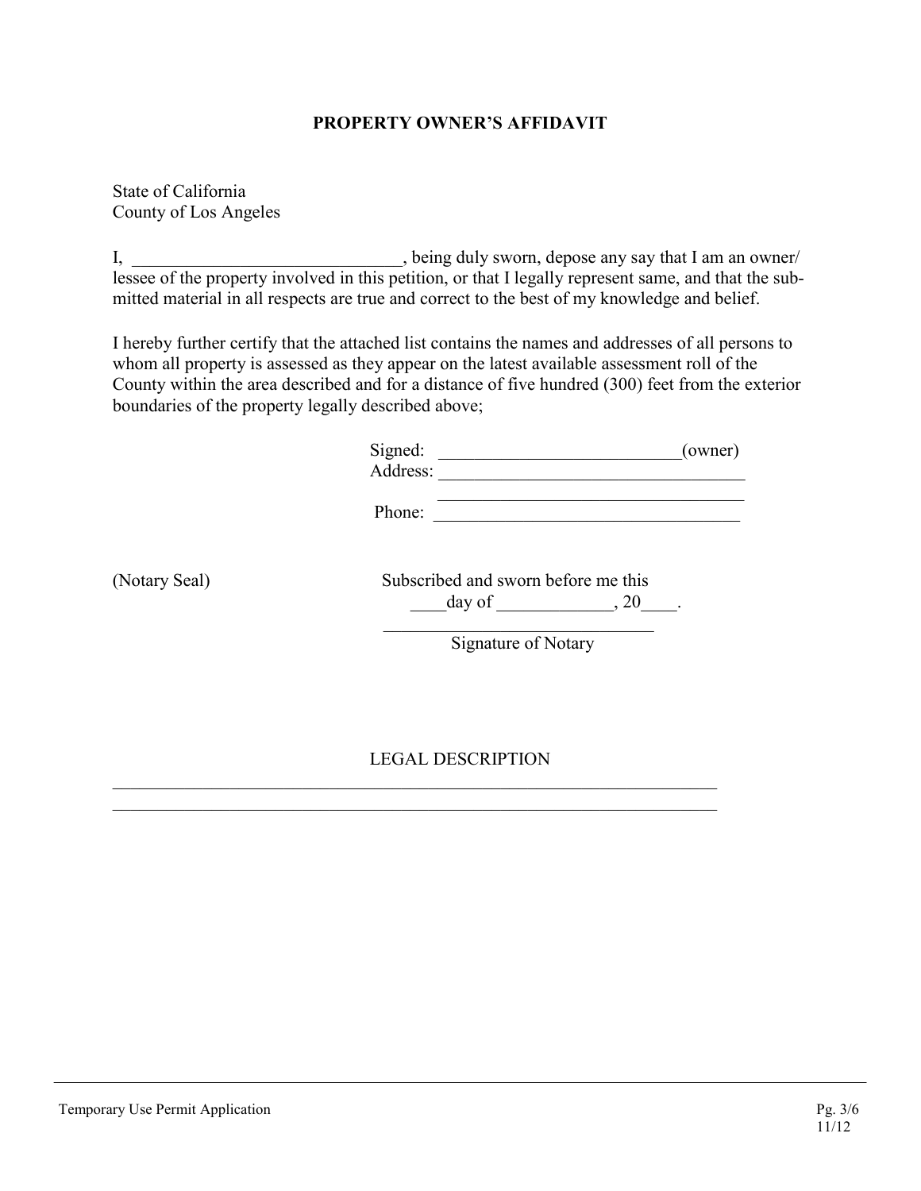# PROPERTY OWNER'S AFFIDAVIT

State of California
County of Los Angeles

I, ______________________________, being duly sworn, depose any say that I am an owner/ lessee of the property involved in this petition, or that I legally represent same, and that the submitted material in all respects are true and correct to the best of my knowledge and belief.

I hereby further certify that the attached list contains the names and addresses of all persons to whom all property is assessed as they appear on the latest available assessment roll of the County within the area described and for a distance of five hundred (300) feet from the exterior boundaries of the property legally described above;

Signed: ___________________________(owner)
Address: ___________________________________
___________________________________
Phone: __________________________________

(Notary Seal)

Subscribed and sworn before me this
____day of _____________, 20____.

______________________________
Signature of Notary

LEGAL DESCRIPTION

______________________________________________________________________

______________________________________________________________________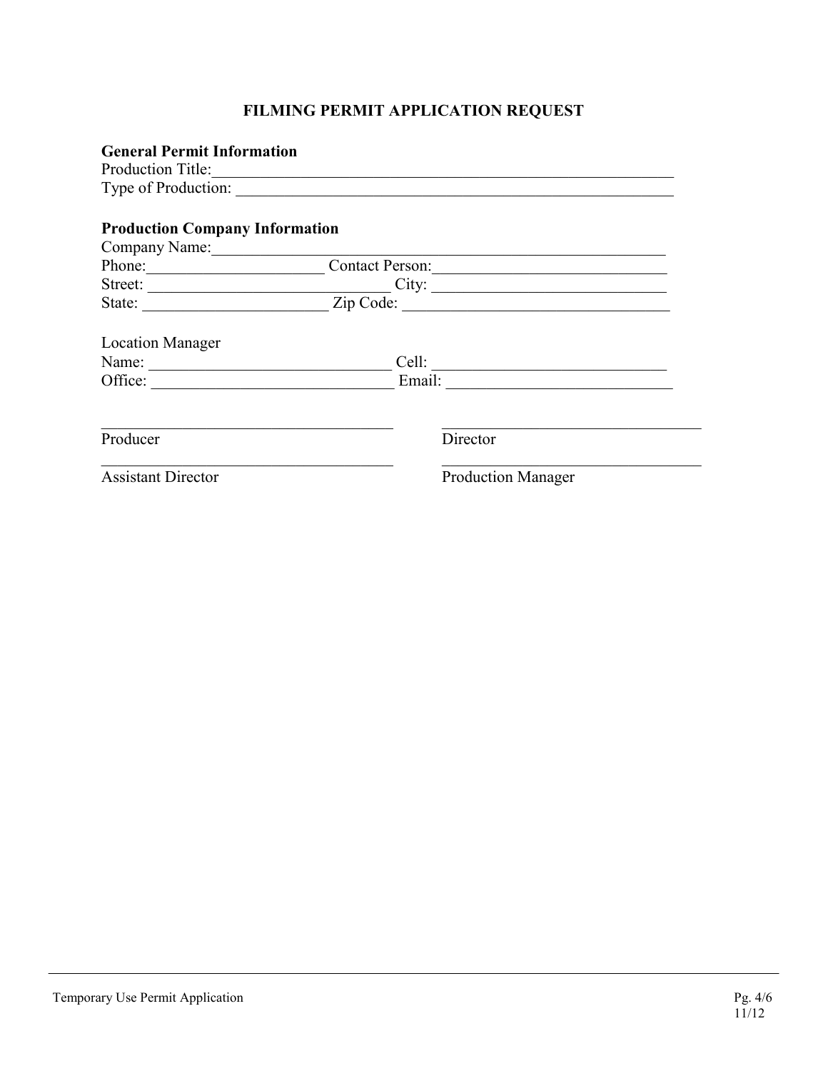# FILMING PERMIT APPLICATION REQUEST

**General Permit Information**

Production Title:_______________________________________________________________

Type of Production: ____________________________________________________________

**Production Company Information**

Company Name:_________________________________________________________________

Phone:______________________ Contact Person:_____________________________

Street: ______________________________ City: _____________________________

State: _______________________ Zip Code: __________________________________

Location Manager

Name: ______________________________ Cell: ____________________________

Office: ______________________________ Email: ____________________________

_____________________________________ _________________________________

Producer Director

_____________________________________ _________________________________

Assistant Director Production Manager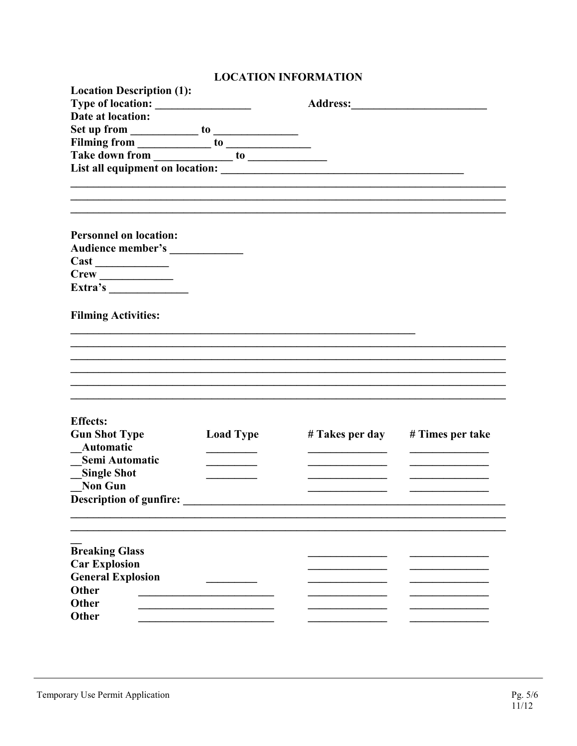## LOCATION INFORMATION

**Location Description (1):**

**Type of location:** _________________ **Address:** _________________________

**Date at location:**

**Set up from** ____________ **to** _______________

**Filming from** _____________ **to** _______________

**Take down from** ______________ **to** ______________

**List all equipment on location:** ___________________________________________

_______________________________________________________________________________

_______________________________________________________________________________

_______________________________________________________________________________

**Personnel on location:**

**Audience member's** _____________

**Cast** _____________

**Crew** _____________

**Extra's** ______________

**Filming Activities:**

_________________________________________________________________

_______________________________________________________________________________

_______________________________________________________________________________

_______________________________________________________________________________

_______________________________________________________________________________

_______________________________________________________________________________

**Effects:**

| Gun Shot Type | Load Type | # Takes per day | # Times per take |
|---|---|---|---|
| __Automatic | _________ | ______________ | ______________ |
| __Semi Automatic | _________ | ______________ | ______________ |
| __Single Shot | _________ | ______________ | ______________ |
| __Non Gun | | ______________ | ______________ |

**Description of gunfire:** ___________________________________________________

_______________________________________________________________________________

_______________________________________________________________________________

__

| | | | |
|---|---|---|---|
| **Breaking Glass** | | ______________ | ______________ |
| **Car Explosion** | | ______________ | ______________ |
| **General Explosion** | _________ | ______________ | ______________ |
| **Other** _________________________ | | ______________ | ______________ |
| **Other** _________________________ | | ______________ | ______________ |
| **Other** _________________________ | | ______________ | ______________ |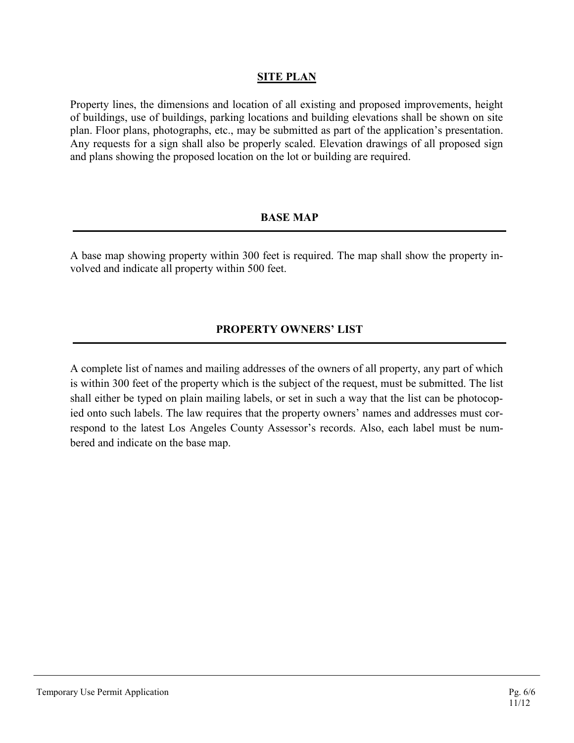## SITE PLAN

Property lines, the dimensions and location of all existing and proposed improvements, height of buildings, use of buildings, parking locations and building elevations shall be shown on site plan. Floor plans, photographs, etc., may be submitted as part of the application's presentation. Any requests for a sign shall also be properly scaled. Elevation drawings of all proposed sign and plans showing the proposed location on the lot or building are required.

## BASE MAP

A base map showing property within 300 feet is required. The map shall show the property involved and indicate all property within 500 feet.

## PROPERTY OWNERS' LIST

A complete list of names and mailing addresses of the owners of all property, any part of which is within 300 feet of the property which is the subject of the request, must be submitted. The list shall either be typed on plain mailing labels, or set in such a way that the list can be photocopied onto such labels. The law requires that the property owners' names and addresses must correspond to the latest Los Angeles County Assessor's records. Also, each label must be numbered and indicate on the base map.